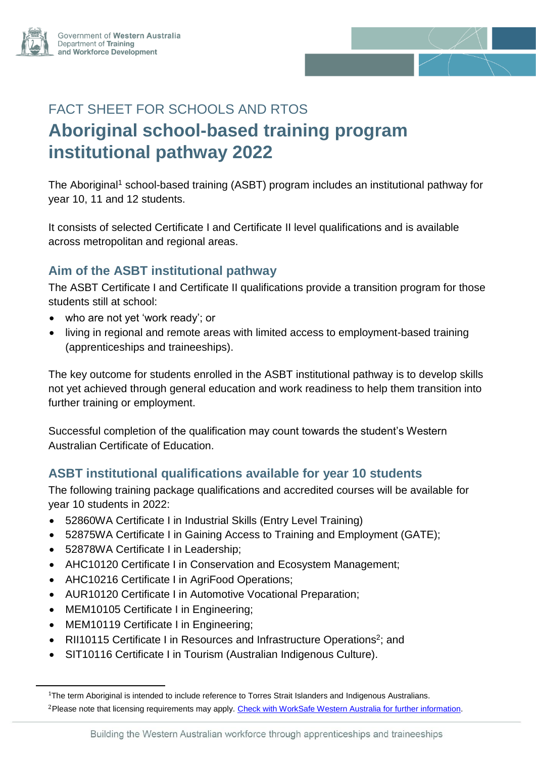FACT SHEET FOR SCHOOLS AND RTOS

# Aboriginal school-based training program institutional pathway 2022

The Aboriginal[1] school-based training (ASBT) program includes an institutional pathway for year 10, 11 and 12 students.

It consists of selected Certificate I and Certificate II level qualifications and is available across metropolitan and regional areas.

## Aim of the ASBT institutional pathway

The ASBT Certificate I and Certificate II qualifications provide a transition program for those students still at school:

- who are not yet 'work ready'; or
- living in regional and remote areas with limited access to employment-based training (apprenticeships and traineeships).

The key outcome for students enrolled in the ASBT institutional pathway is to develop skills not yet achieved through general education and work readiness to help them transition into further training or employment.

Successful completion of the qualification may count towards the student's Western Australian Certificate of Education.

## ASBT institutional qualifications available for year 10 students

The following training package qualifications and accredited courses will be available for year 10 students in 2022:

- 52860WA Certificate I in Industrial Skills (Entry Level Training)
- 52875WA Certificate I in Gaining Access to Training and Employment (GATE);
- 52878WA Certificate I in Leadership;
- AHC10120 Certificate I in Conservation and Ecosystem Management;
- AHC10216 Certificate I in AgriFood Operations;
- AUR10120 Certificate I in Automotive Vocational Preparation;
- MEM10105 Certificate I in Engineering;
- MEM10119 Certificate I in Engineering;
- RII10115 Certificate I in Resources and Infrastructure Operations[2]; and
- SIT10116 Certificate I in Tourism (Australian Indigenous Culture).

[1]The term Aboriginal is intended to include reference to Torres Strait Islanders and Indigenous Australians.

[2]Please note that licensing requirements may apply. Check with WorkSafe Western Australia for further information.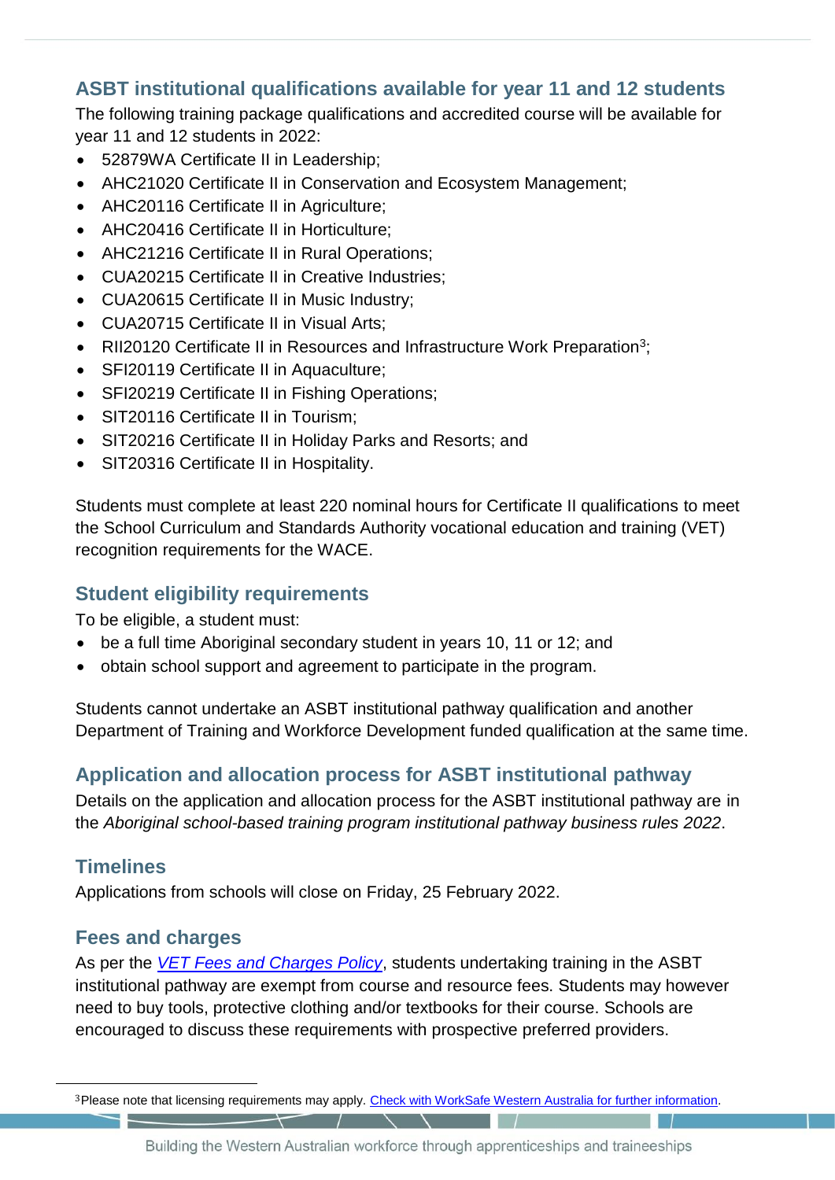## ASBT institutional qualifications available for year 11 and 12 students

The following training package qualifications and accredited course will be available for year 11 and 12 students in 2022:

- 52879WA Certificate II in Leadership;
- AHC21020 Certificate II in Conservation and Ecosystem Management;
- AHC20116 Certificate II in Agriculture;
- AHC20416 Certificate II in Horticulture;
- AHC21216 Certificate II in Rural Operations;
- CUA20215 Certificate II in Creative Industries;
- CUA20615 Certificate II in Music Industry;
- CUA20715 Certificate II in Visual Arts;
- RII20120 Certificate II in Resources and Infrastructure Work Preparation[3];
- SFI20119 Certificate II in Aquaculture;
- SFI20219 Certificate II in Fishing Operations;
- SIT20116 Certificate II in Tourism;
- SIT20216 Certificate II in Holiday Parks and Resorts; and
- SIT20316 Certificate II in Hospitality.

Students must complete at least 220 nominal hours for Certificate II qualifications to meet the School Curriculum and Standards Authority vocational education and training (VET) recognition requirements for the WACE.

## Student eligibility requirements

To be eligible, a student must:

- be a full time Aboriginal secondary student in years 10, 11 or 12; and
- obtain school support and agreement to participate in the program.

Students cannot undertake an ASBT institutional pathway qualification and another Department of Training and Workforce Development funded qualification at the same time.

## Application and allocation process for ASBT institutional pathway

Details on the application and allocation process for the ASBT institutional pathway are in the *Aboriginal school-based training program institutional pathway business rules 2022*.

## Timelines

Applications from schools will close on Friday, 25 February 2022.

## Fees and charges

As per the *VET Fees and Charges Policy*, students undertaking training in the ASBT institutional pathway are exempt from course and resource fees. Students may however need to buy tools, protective clothing and/or textbooks for their course. Schools are encouraged to discuss these requirements with prospective preferred providers.

---

[3] Please note that licensing requirements may apply. Check with WorkSafe Western Australia for further information.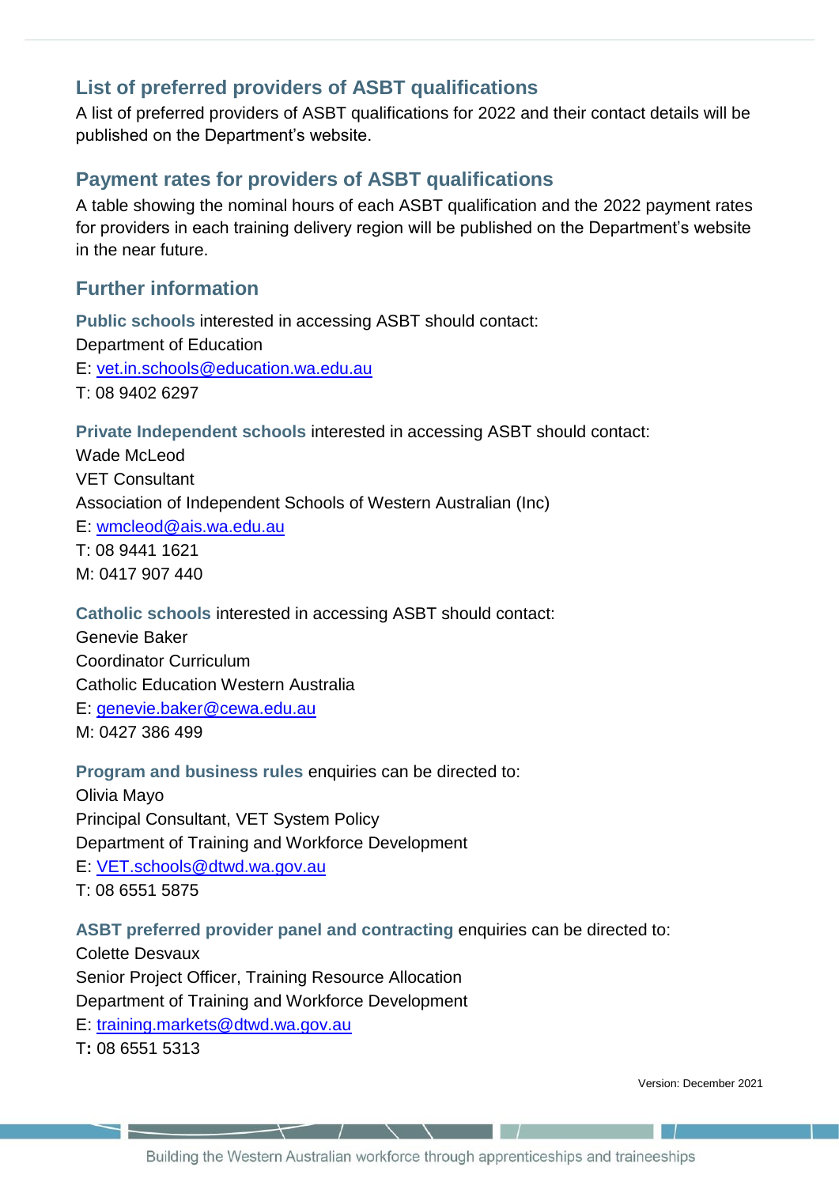## List of preferred providers of ASBT qualifications

A list of preferred providers of ASBT qualifications for 2022 and their contact details will be published on the Department's website.

## Payment rates for providers of ASBT qualifications

A table showing the nominal hours of each ASBT qualification and the 2022 payment rates for providers in each training delivery region will be published on the Department's website in the near future.

## Further information

**Public schools** interested in accessing ASBT should contact:
Department of Education
E: vet.in.schools@education.wa.edu.au
T: 08 9402 6297

**Private Independent schools** interested in accessing ASBT should contact:
Wade McLeod
VET Consultant
Association of Independent Schools of Western Australian (Inc)
E: wmcleod@ais.wa.edu.au
T: 08 9441 1621
M: 0417 907 440

**Catholic schools** interested in accessing ASBT should contact:
Genevie Baker
Coordinator Curriculum
Catholic Education Western Australia
E: genevie.baker@cewa.edu.au
M: 0427 386 499

**Program and business rules** enquiries can be directed to:
Olivia Mayo
Principal Consultant, VET System Policy
Department of Training and Workforce Development
E: VET.schools@dtwd.wa.gov.au
T: 08 6551 5875

**ASBT preferred provider panel and contracting** enquiries can be directed to:
Colette Desvaux
Senior Project Officer, Training Resource Allocation
Department of Training and Workforce Development
E: training.markets@dtwd.wa.gov.au
T: 08 6551 5313

Version: December 2021